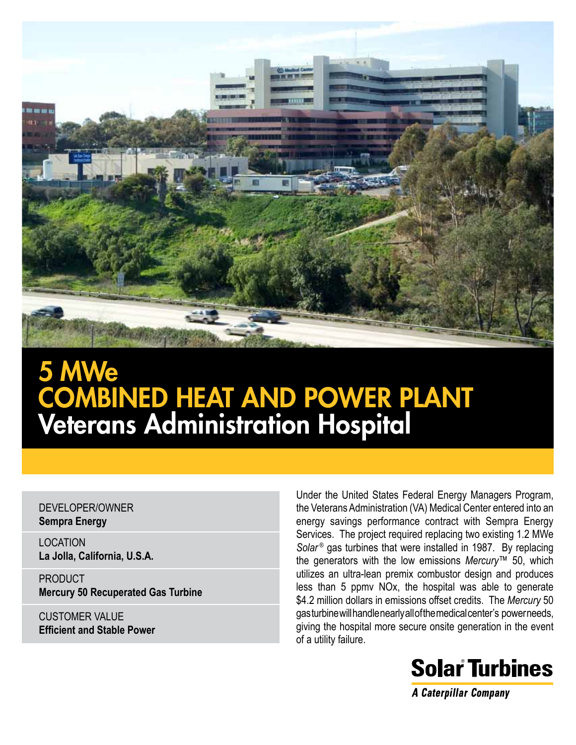# 5 MWe COMBINED HEAT AND POWER PLANT

## Veterans Administration Hospital

DEVELOPER/OWNER
**Sempra Energy**

LOCATION
**La Jolla, California, U.S.A.**

PRODUCT
**Mercury 50 Recuperated Gas Turbine**

CUSTOMER VALUE
**Efficient and Stable Power**

Under the United States Federal Energy Managers Program, the Veterans Administration (VA) Medical Center entered into an energy savings performance contract with Sempra Energy Services. The project required replacing two existing 1.2 MWe *Solar*® gas turbines that were installed in 1987. By replacing the generators with the low emissions *Mercury*™ 50, which utilizes an ultra-lean premix combustor design and produces less than 5 ppmv NOx, the hospital was able to generate $4.2 million dollars in emissions offset credits. The *Mercury* 50 gas turbine will handle nearly all of the medical center's power needs, giving the hospital more secure onsite generation in the event of a utility failure.

**Solar® Turbines**
*A Caterpillar Company*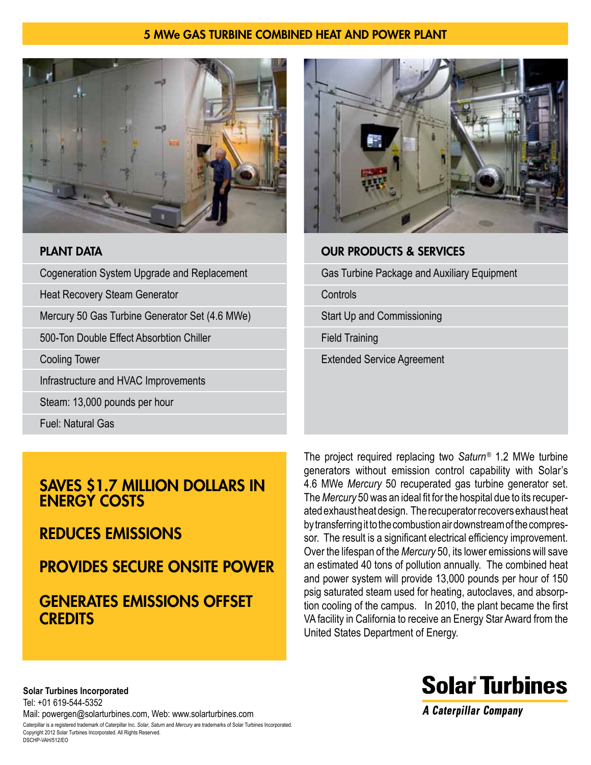## 5 MWe GAS TURBINE COMBINED HEAT AND POWER PLANT

### PLANT DATA

- Cogeneration System Upgrade and Replacement
- Heat Recovery Steam Generator
- Mercury 50 Gas Turbine Generator Set (4.6 MWe)
- 500-Ton Double Effect Absorbtion Chiller
- Cooling Tower
- Infrastructure and HVAC Improvements
- Steam: 13,000 pounds per hour
- Fuel: Natural Gas

### OUR PRODUCTS & SERVICES

- Gas Turbine Package and Auxiliary Equipment
- Controls
- Start Up and Commissioning
- Field Training
- Extended Service Agreement

**SAVES $1.7 MILLION DOLLARS IN ENERGY COSTS**

**REDUCES EMISSIONS**

**PROVIDES SECURE ONSITE POWER**

**GENERATES EMISSIONS OFFSET CREDITS**

The project required replacing two *Saturn*® 1.2 MWe turbine generators without emission control capability with Solar's 4.6 MWe *Mercury* 50 recuperated gas turbine generator set. The *Mercury* 50 was an ideal fit for the hospital due to its recuperated exhaust heat design. The recuperator recovers exhaust heat by transferring it to the combustion air downstream of the compressor. The result is a significant electrical efficiency improvement. Over the lifespan of the *Mercury* 50, its lower emissions will save an estimated 40 tons of pollution annually. The combined heat and power system will provide 13,000 pounds per hour of 150 psig saturated steam used for heating, autoclaves, and absorption cooling of the campus. In 2010, the plant became the first VA facility in California to receive an Energy Star Award from the United States Department of Energy.

**Solar Turbines Incorporated**
Tel: +01 619-544-5352
Mail: powergen@solarturbines.com, Web: www.solarturbines.com

Caterpillar is a registered trademark of Caterpillar Inc. *Solar*, *Saturn* and *Mercury* are trademarks of Solar Turbines Incorporated.
Copyright 2012 Solar Turbines Incorporated. All Rights Reserved.
DSCHP-VAH/512/EO

**Solar Turbines**
*A Caterpillar Company*